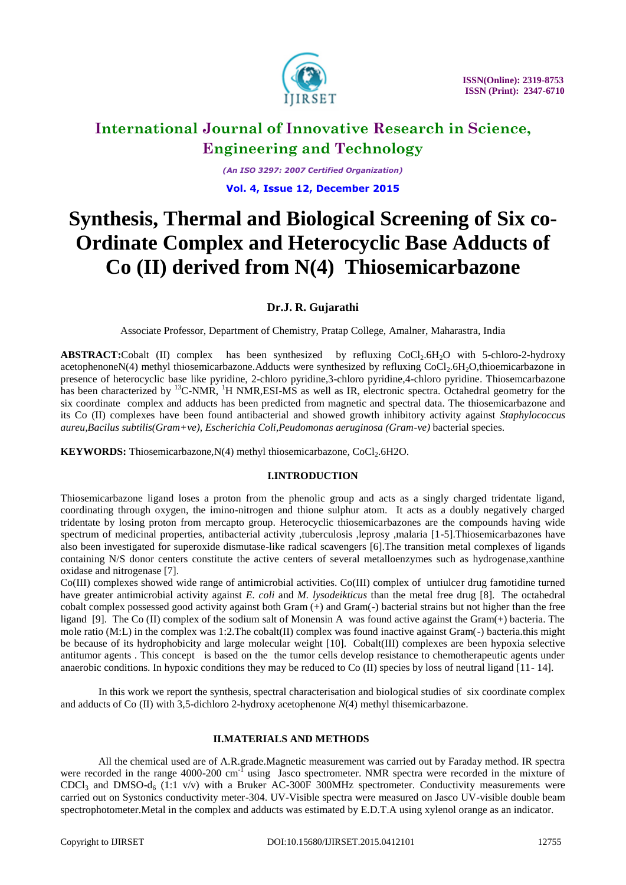# International Journal of Innovative Research in Science, Engineering and Technology

*(An ISO 3297: 2007 Certified Organization)*

**Vol. 4, Issue 12, December 2015**

# Synthesis, Thermal and Biological Screening of Six co-Ordinate Complex and Heterocyclic Base Adducts of Co (II) derived from N(4) Thiosemicarbazone

**Dr.J. R. Gujarathi**

Associate Professor, Department of Chemistry, Pratap College, Amalner, Maharastra, India

**ABSTRACT:**Cobalt (II) complex has been synthesized by refluxing $CoCl_2.6H_2O$ with 5-chloro-2-hydroxy acetophenoneN(4) methyl thiosemicarbazone.Adducts were synthesized by refluxing $CoCl_2.6H_2O$,thioemicarbazone in presence of heterocyclic base like pyridine, 2-chloro pyridine,3-chloro pyridine,4-chloro pyridine. Thiosemcarbazone has been characterized by $^{13}$C-NMR, $^{1}$H NMR,ESI-MS as well as IR, electronic spectra. Octahedral geometry for the six coordinate complex and adducts has been predicted from magnetic and spectral data. The thiosemicarbazone and its Co (II) complexes have been found antibacterial and showed growth inhibitory activity against *Staphylococcus aureu,Bacilus subtilis(Gram+ve), Escherichia Coli,Peudomonas aeruginosa (Gram-ve)* bacterial species.

**KEYWORDS:** Thiosemicarbazone,N(4) methyl thiosemicarbazone, $CoCl_2$.6H2O.

## I.INTRODUCTION

Thiosemicarbazone ligand loses a proton from the phenolic group and acts as a singly charged tridentate ligand, coordinating through oxygen, the imino-nitrogen and thione sulphur atom. It acts as a doubly negatively charged tridentate by losing proton from mercapto group. Heterocyclic thiosemicarbazones are the compounds having wide spectrum of medicinal properties, antibacterial activity ,tuberculosis ,leprosy ,malaria [1-5].Thiosemicarbazones have also been investigated for superoxide dismutase-like radical scavengers [6].The transition metal complexes of ligands containing N/S donor centers constitute the active centers of several metalloenzymes such as hydrogenase,xanthine oxidase and nitrogenase [7].

Co(III) complexes showed wide range of antimicrobial activities. Co(III) complex of untiulcer drug famotidine turned have greater antimicrobial activity against *E. coli* and *M. lysodeikticus* than the metal free drug [8]. The octahedral cobalt complex possessed good activity against both Gram (+) and Gram(-) bacterial strains but not higher than the free ligand [9]. The Co (II) complex of the sodium salt of Monensin A was found active against the Gram(+) bacteria. The mole ratio (M:L) in the complex was 1:2.The cobalt(II) complex was found inactive against Gram(-) bacteria.this might be because of its hydrophobicity and large molecular weight [10]. Cobalt(III) complexes are been hypoxia selective antitumor agents . This concept is based on the the tumor cells develop resistance to chemotherapeutic agents under anaerobic conditions. In hypoxic conditions they may be reduced to Co (II) species by loss of neutral ligand [11- 14].

In this work we report the synthesis, spectral characterisation and biological studies of six coordinate complex and adducts of Co (II) with 3,5-dichloro 2-hydroxy acetophenone *N*(4) methyl thisemicarbazone.

## II.MATERIALS AND METHODS

All the chemical used are of A.R.grade.Magnetic measurement was carried out by Faraday method. IR spectra were recorded in the range 4000-200 $cm^{-1}$ using Jasco spectrometer. NMR spectra were recorded in the mixture of $CDCl_3$ and DMSO-$d_6$ (1:1 v/v) with a Bruker AC-300F 300MHz spectrometer. Conductivity measurements were carried out on Systonics conductivity meter-304. UV-Visible spectra were measured on Jasco UV-visible double beam spectrophotometer.Metal in the complex and adducts was estimated by E.D.T.A using xylenol orange as an indicator.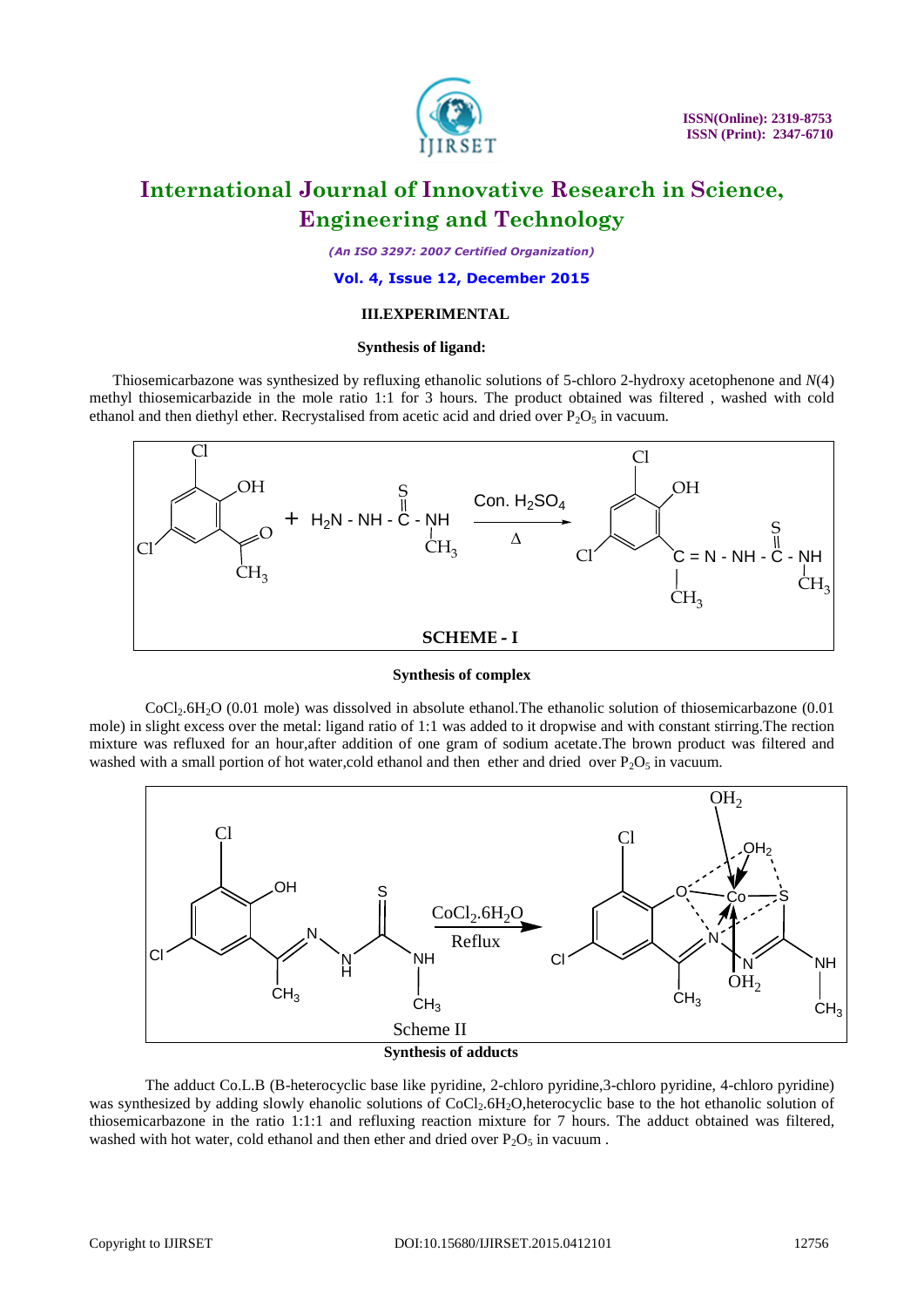## III.EXPERIMENTAL

### Synthesis of ligand:

Thiosemicarbazone was synthesized by refluxing ethanolic solutions of 5-chloro 2-hydroxy acetophenone and *N*(4) methyl thiosemicarbazide in the mole ratio 1:1 for 3 hours. The product obtained was filtered , washed with cold ethanol and then diethyl ether. Recrystalised from acetic acid and dried over $P_2O_5$ in vacuum.

**SCHEME - I**

### Synthesis of complex

$CoCl_2.6H_2O$ (0.01 mole) was dissolved in absolute ethanol.The ethanolic solution of thiosemicarbazone (0.01 mole) in slight excess over the metal: ligand ratio of 1:1 was added to it dropwise and with constant stirring.The rection mixture was refluxed for an hour,after addition of one gram of sodium acetate.The brown product was filtered and washed with a small portion of hot water,cold ethanol and then ether and dried over $P_2O_5$ in vacuum.

Scheme II

### Synthesis of adducts

The adduct Co.L.B (B-heterocyclic base like pyridine, 2-chloro pyridine,3-chloro pyridine, 4-chloro pyridine) was synthesized by adding slowly ehanolic solutions of $CoCl_2.6H_2O$,heterocyclic base to the hot ethanolic solution of thiosemicarbazone in the ratio 1:1:1 and refluxing reaction mixture for 7 hours. The adduct obtained was filtered, washed with hot water, cold ethanol and then ether and dried over $P_2O_5$ in vacuum .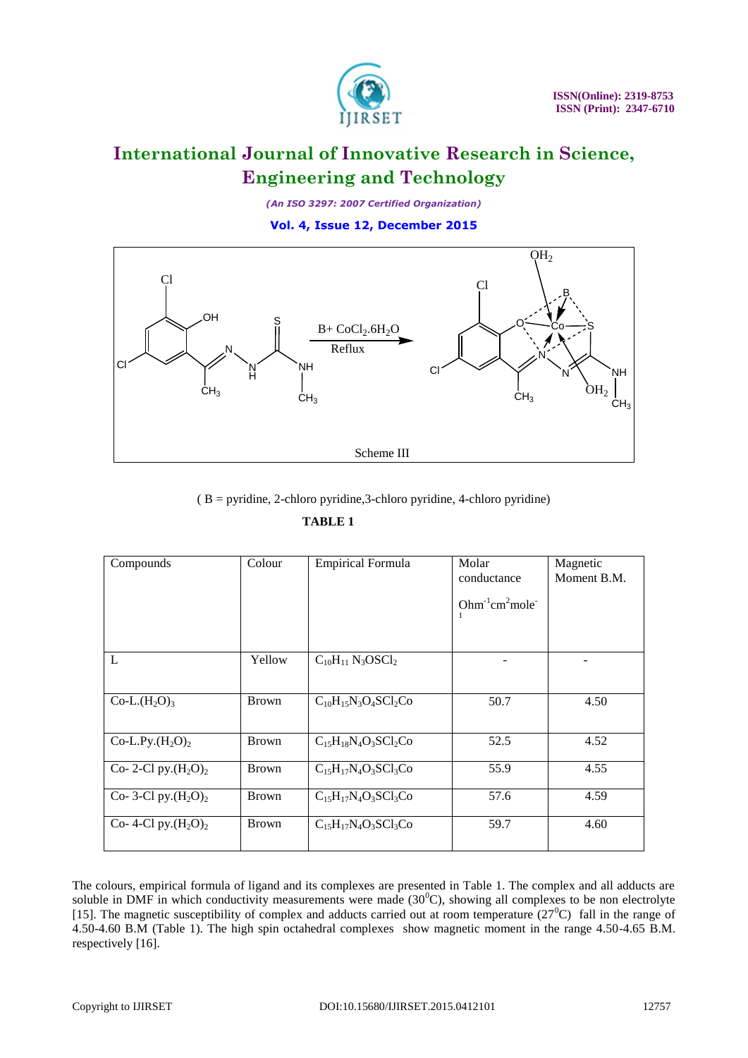Scheme III

( B = pyridine, 2-chloro pyridine,3-chloro pyridine, 4-chloro pyridine)

**TABLE 1**

| Compounds | Colour | Empirical Formula | Molar conductance $Ohm^{-1}cm^2mole^{-1}$ | Magnetic Moment B.M. |
|---|---|---|---|---|
| L | Yellow | $C_{10}H_{11}N_3OSCl_2$ | - | - |
| Co-L.$(H_2O)_3$ | Brown | $C_{10}H_{15}N_3O_4SCl_2Co$ | 50.7 | 4.50 |
| Co-L.Py.$(H_2O)_2$ | Brown | $C_{15}H_{18}N_4O_3SCl_2Co$ | 52.5 | 4.52 |
| Co- 2-Cl py.$(H_2O)_2$ | Brown | $C_{15}H_{17}N_4O_3SCl_3Co$ | 55.9 | 4.55 |
| Co- 3-Cl py.$(H_2O)_2$ | Brown | $C_{15}H_{17}N_4O_3SCl_3Co$ | 57.6 | 4.59 |
| Co- 4-Cl py.$(H_2O)_2$ | Brown | $C_{15}H_{17}N_4O_3SCl_3Co$ | 59.7 | 4.60 |

The colours, empirical formula of ligand and its complexes are presented in Table 1. The complex and all adducts are soluble in DMF in which conductivity measurements were made ($30^0C$), showing all complexes to be non electrolyte [15]. The magnetic susceptibility of complex and adducts carried out at room temperature ($27^0C$) fall in the range of 4.50-4.60 B.M (Table 1). The high spin octahedral complexes show magnetic moment in the range 4.50-4.65 B.M. respectively [16].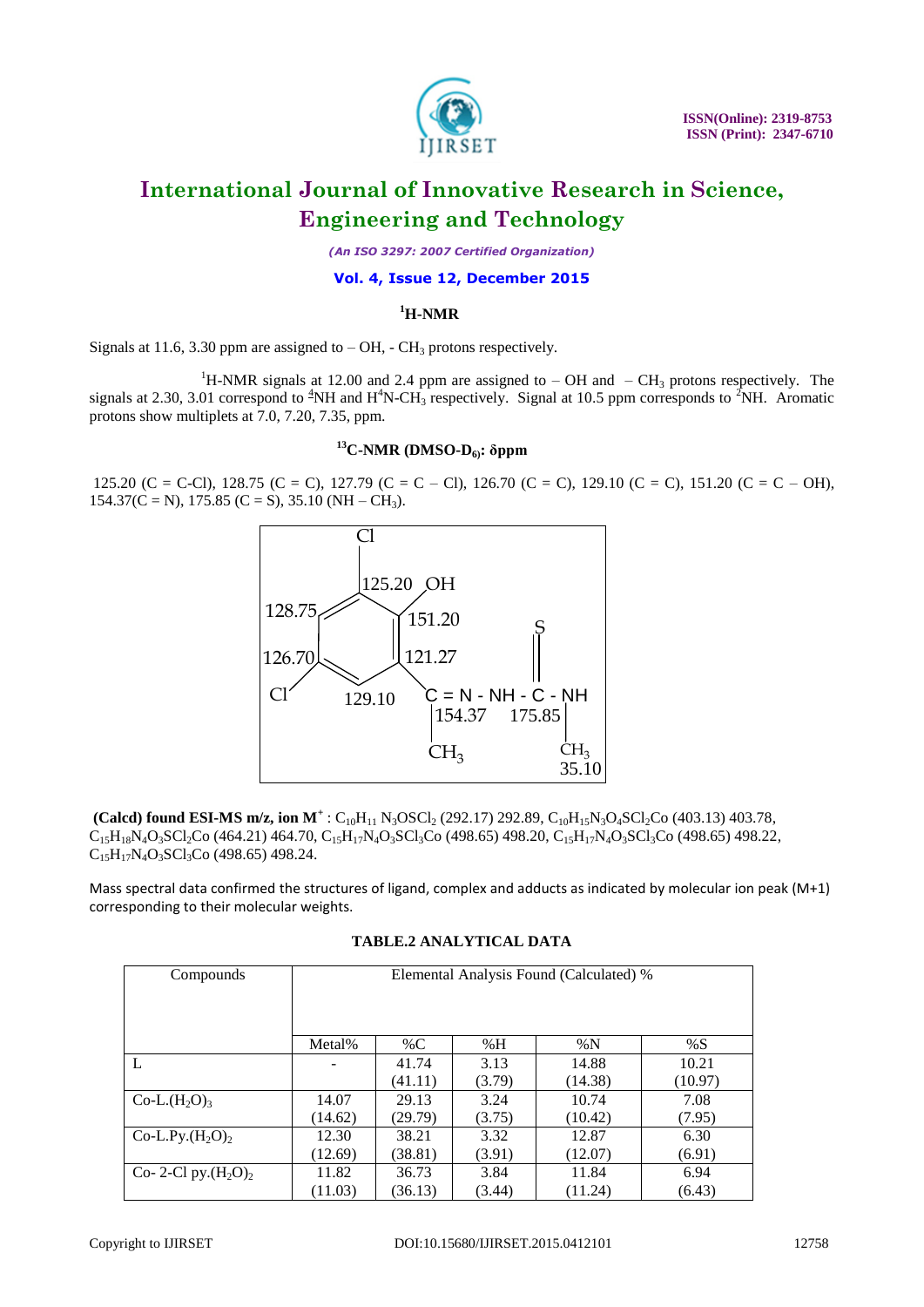### $^{1}$H-NMR

Signals at 11.6, 3.30 ppm are assigned to – OH, - $CH_3$ protons respectively.

$^{1}$H-NMR signals at 12.00 and 2.4 ppm are assigned to – OH and – $CH_3$ protons respectively. The signals at 2.30, 3.01 correspond to $^{4}$NH and $H^{4}N$-$CH_3$ respectively. Signal at 10.5 ppm corresponds to $^{2}$NH. Aromatic protons show multiplets at 7.0, 7.20, 7.35, ppm.

### $^{13}$C-NMR (DMSO-$D_6$): δppm

125.20 (C = C-Cl), 128.75 (C = C), 127.79 (C = C – Cl), 126.70 (C = C), 129.10 (C = C), 151.20 (C = C – OH), 154.37(C = N), 175.85 (C = S), 35.10 (NH – $CH_3$).

Cl

125.20 OH

128.75

151.20

S

126.70

121.27

Cl

129.10

C = N - NH - C - NH

154.37 175.85

$CH_3$

$CH_3$

35.10

**(Calcd) found ESI-MS m/z, ion M$^+$** : $C_{10}H_{11}N_3OSCl_2$ (292.17) 292.89, $C_{10}H_{15}N_3O_4SCl_2Co$ (403.13) 403.78, $C_{15}H_{18}N_4O_3SCl_2Co$ (464.21) 464.70, $C_{15}H_{17}N_4O_3SCl_3Co$ (498.65) 498.20, $C_{15}H_{17}N_4O_3SCl_3Co$ (498.65) 498.22, $C_{15}H_{17}N_4O_3SCl_3Co$ (498.65) 498.24.

Mass spectral data confirmed the structures of ligand, complex and adducts as indicated by molecular ion peak (M+1) corresponding to their molecular weights.

**TABLE.2 ANALYTICAL DATA**

| Compounds | Elemental Analysis Found (Calculated) % | | | | |
|---|---|---|---|---|---|
| | Metal% | %C | %H | %N | %S |
| L | - | 41.74 (41.11) | 3.13 (3.79) | 14.88 (14.38) | 10.21 (10.97) |
| Co-L.$(H_2O)_3$ | 14.07 (14.62) | 29.13 (29.79) | 3.24 (3.75) | 10.74 (10.42) | 7.08 (7.95) |
| Co-L.Py.$(H_2O)_2$ | 12.30 (12.69) | 38.21 (38.81) | 3.32 (3.91) | 12.87 (12.07) | 6.30 (6.91) |
| Co- 2-Cl py.$(H_2O)_2$ | 11.82 (11.03) | 36.73 (36.13) | 3.84 (3.44) | 11.84 (11.24) | 6.94 (6.43) |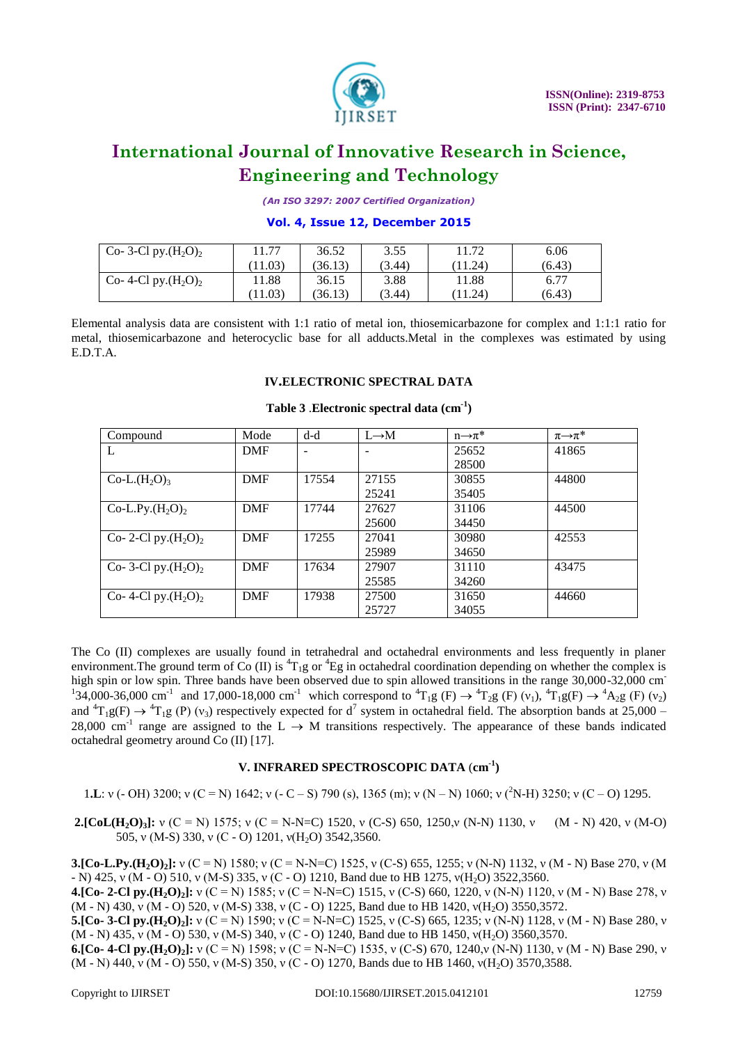| Co- 3-Cl py.$(H_2O)_2$ | 11.77 (11.03) | 36.52 (36.13) | 3.55 (3.44) | 11.72 (11.24) | 6.06 (6.43) |
|---|---|---|---|---|---|
| Co- 4-Cl py.$(H_2O)_2$ | 11.88 (11.03) | 36.15 (36.13) | 3.88 (3.44) | 11.88 (11.24) | 6.77 (6.43) |

Elemental analysis data are consistent with 1:1 ratio of metal ion, thiosemicarbazone for complex and 1:1:1 ratio for metal, thiosemicarbazone and heterocyclic base for all adducts.Metal in the complexes was estimated by using E.D.T.A.

## IV.ELECTRONIC SPECTRAL DATA

**Table 3 .Electronic spectral data ($cm^{-1}$)**

| Compound | Mode | d-d | L→M | n→π* | π→π* |
|---|---|---|---|---|---|
| L | DMF | - | - | 25652<br>28500 | 41865 |
| Co-L.$(H_2O)_3$ | DMF | 17554 | 27155<br>25241 | 30855<br>35405 | 44800 |
| Co-L.Py.$(H_2O)_2$ | DMF | 17744 | 27627<br>25600 | 31106<br>34450 | 44500 |
| Co- 2-Cl py.$(H_2O)_2$ | DMF | 17255 | 27041<br>25989 | 30980<br>34650 | 42553 |
| Co- 3-Cl py.$(H_2O)_2$ | DMF | 17634 | 27907<br>25585 | 31110<br>34260 | 43475 |
| Co- 4-Cl py.$(H_2O)_2$ | DMF | 17938 | 27500<br>25727 | 31650<br>34055 | 44660 |

The Co (II) complexes are usually found in tetrahedral and octahedral environments and less frequently in planer environment.The ground term of Co (II) is $^4T_1g$ or $^4Eg$ in octahedral coordination depending on whether the complex is high spin or low spin. Three bands have been observed due to spin allowed transitions in the range 30,000-32,000 $cm^{-1}$34,000-36,000 $cm^{-1}$ and 17,000-18,000 $cm^{-1}$ which correspond to $^4T_1g\ (F) \rightarrow {}^4T_2g\ (F)\ (\nu_1)$, $^4T_1g(F) \rightarrow {}^4A_2g\ (F)\ (\nu_2)$ and $^4T_1g(F) \rightarrow {}^4T_1g\ (P)\ (\nu_3)$ respectively expected for $d^7$ system in octahedral field. The absorption bands at 25,000 – 28,000 $cm^{-1}$ range are assigned to the L → M transitions respectively. The appearance of these bands indicated octahedral geometry around Co (II) [17].

## V. INFRARED SPECTROSCOPIC DATA ($cm^{-1}$)

1.**L**: ν (- OH) 3200; ν (C = N) 1642; ν (- C – S) 790 (s), 1365 (m); ν (N – N) 1060; ν ($^2$N-H) 3250; ν (C – O) 1295.

**2.[CoL$(H_2O)_3$]:** ν (C = N) 1575; ν (C = N-N=C) 1520, ν (C-S) 650, 1250,ν (N-N) 1130, ν (M - N) 420, ν (M-O) 505, ν (M-S) 330, ν (C - O) 1201, ν($H_2O$) 3542,3560.

**3.[Co-L.Py.$(H_2O)_2$]:** ν (C = N) 1580; ν (C = N-N=C) 1525, ν (C-S) 655, 1255; ν (N-N) 1132, ν (M - N) Base 270, ν (M - N) 425, ν (M - O) 510, ν (M-S) 335, ν (C - O) 1210, Band due to HB 1275, ν($H_2O$) 3522,3560.

**4.[Co- 2-Cl py.$(H_2O)_2$]:** ν (C = N) 1585; ν (C = N-N=C) 1515, ν (C-S) 660, 1220, ν (N-N) 1120, ν (M - N) Base 278, ν (M - N) 430, ν (M - O) 520, ν (M-S) 338, ν (C - O) 1225, Band due to HB 1420, ν($H_2O$) 3550,3572.

**5.[Co- 3-Cl py.$(H_2O)_2$]:** ν (C = N) 1590; ν (C = N-N=C) 1525, ν (C-S) 665, 1235; ν (N-N) 1128, ν (M - N) Base 280, ν (M - N) 435, ν (M - O) 530, ν (M-S) 340, ν (C - O) 1240, Band due to HB 1450, ν($H_2O$) 3560,3570.

**6.[Co- 4-Cl py.$(H_2O)_2$]:** ν (C = N) 1598; ν (C = N-N=C) 1535, ν (C-S) 670, 1240,ν (N-N) 1130, ν (M - N) Base 290, ν (M - N) 440, ν (M - O) 550, ν (M-S) 350, ν (C - O) 1270, Bands due to HB 1460, ν($H_2O$) 3570,3588.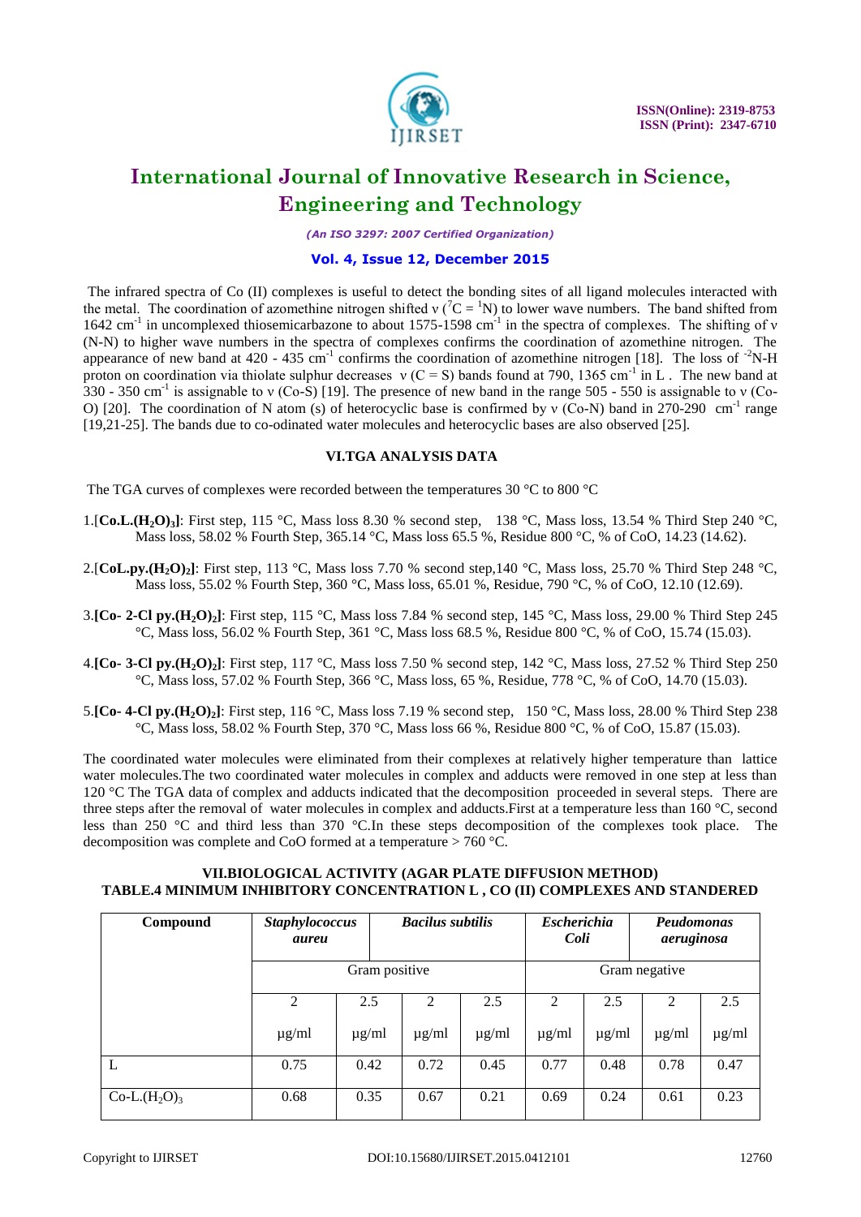The infrared spectra of Co (II) complexes is useful to detect the bonding sites of all ligand molecules interacted with the metal. The coordination of azomethine nitrogen shifted ν ($^7C = {}^1N$) to lower wave numbers. The band shifted from 1642 $cm^{-1}$ in uncomplexed thiosemicarbazone to about 1575-1598 $cm^{-1}$ in the spectra of complexes. The shifting of ν (N-N) to higher wave numbers in the spectra of complexes confirms the coordination of azomethine nitrogen. The appearance of new band at 420 - 435 $cm^{-1}$ confirms the coordination of azomethine nitrogen [18]. The loss of $^{-2}$N-H proton on coordination via thiolate sulphur decreases ν (C = S) bands found at 790, 1365 $cm^{-1}$ in L . The new band at 330 - 350 $cm^{-1}$ is assignable to ν (Co-S) [19]. The presence of new band in the range 505 - 550 is assignable to ν (Co-O) [20]. The coordination of N atom (s) of heterocyclic base is confirmed by ν (Co-N) band in 270-290 $cm^{-1}$ range [19,21-25]. The bands due to co-odinated water molecules and heterocyclic bases are also observed [25].

## VI.TGA ANALYSIS DATA

The TGA curves of complexes were recorded between the temperatures 30 °C to 800 °C

1.[**Co.L.$(H_2O)_3$**]: First step, 115 °C, Mass loss 8.30 % second step, 138 °C, Mass loss, 13.54 % Third Step 240 °C, Mass loss, 58.02 % Fourth Step, 365.14 °C, Mass loss 65.5 %, Residue 800 °C, % of CoO, 14.23 (14.62).

2.[**CoL.py.$(H_2O)_2$**]: First step, 113 °C, Mass loss 7.70 % second step,140 °C, Mass loss, 25.70 % Third Step 248 °C, Mass loss, 55.02 % Fourth Step, 360 °C, Mass loss, 65.01 %, Residue, 790 °C, % of CoO, 12.10 (12.69).

3.**[Co- 2-Cl py.$(H_2O)_2$]**: First step, 115 °C, Mass loss 7.84 % second step, 145 °C, Mass loss, 29.00 % Third Step 245 °C, Mass loss, 56.02 % Fourth Step, 361 °C, Mass loss 68.5 %, Residue 800 °C, % of CoO, 15.74 (15.03).

4.**[Co- 3-Cl py.$(H_2O)_2$]**: First step, 117 °C, Mass loss 7.50 % second step, 142 °C, Mass loss, 27.52 % Third Step 250 °C, Mass loss, 57.02 % Fourth Step, 366 °C, Mass loss, 65 %, Residue, 778 °C, % of CoO, 14.70 (15.03).

5.**[Co- 4-Cl py.$(H_2O)_2$]**: First step, 116 °C, Mass loss 7.19 % second step, 150 °C, Mass loss, 28.00 % Third Step 238 °C, Mass loss, 58.02 % Fourth Step, 370 °C, Mass loss 66 %, Residue 800 °C, % of CoO, 15.87 (15.03).

The coordinated water molecules were eliminated from their complexes at relatively higher temperature than lattice water molecules.The two coordinated water molecules in complex and adducts were removed in one step at less than 120 °C The TGA data of complex and adducts indicated that the decomposition proceeded in several steps. There are three steps after the removal of water molecules in complex and adducts.First at a temperature less than 160 °C, second less than 250 °C and third less than 370 °C.In these steps decomposition of the complexes took place. The decomposition was complete and CoO formed at a temperature > 760 °C.

## VII.BIOLOGICAL ACTIVITY (AGAR PLATE DIFFUSION METHOD)

### TABLE.4 MINIMUM INHIBITORY CONCENTRATION L , CO (II) COMPLEXES AND STANDERED

| Compound | *Staphylococcus aureu* | | *Bacilus subtilis* | | *Escherichia Coli* | | *Peudomonas aeruginosa* | |
|---|---|---|---|---|---|---|---|---|
| | Gram positive | | | | Gram negative | | | |
| | 2 µg/ml | 2.5 µg/ml | 2 µg/ml | 2.5 µg/ml | 2 µg/ml | 2.5 µg/ml | 2 µg/ml | 2.5 µg/ml |
| L | 0.75 | 0.42 | 0.72 | 0.45 | 0.77 | 0.48 | 0.78 | 0.47 |
| Co-L.$(H_2O)_3$ | 0.68 | 0.35 | 0.67 | 0.21 | 0.69 | 0.24 | 0.61 | 0.23 |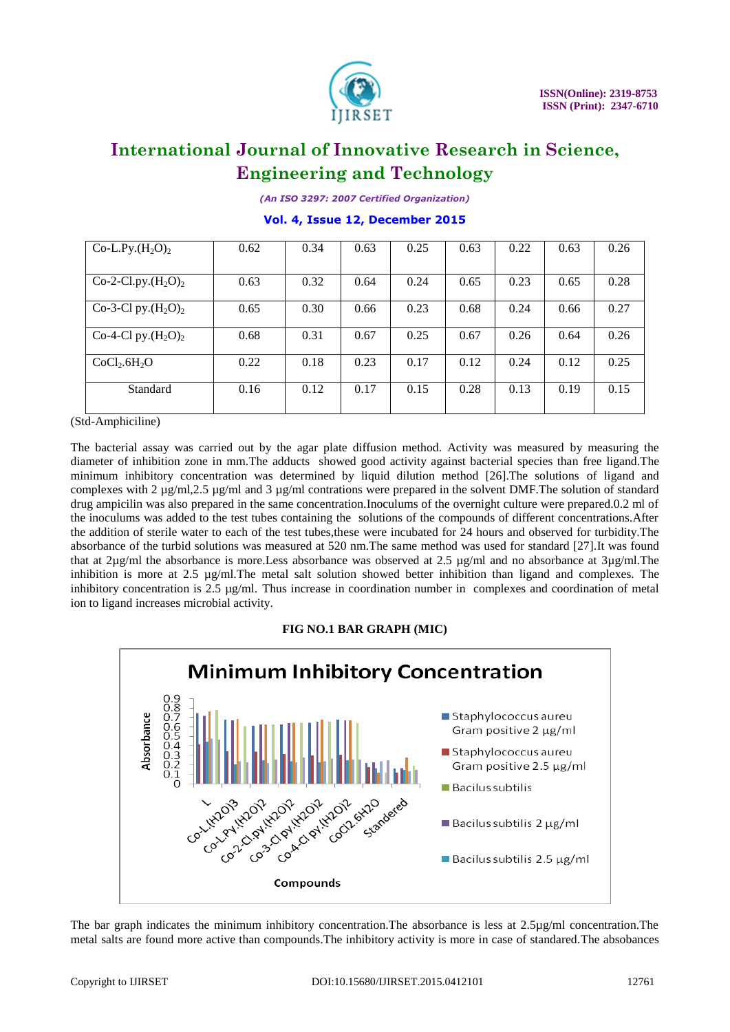| Co-L.Py.$(H_2O)_2$ | 0.62 | 0.34 | 0.63 | 0.25 | 0.63 | 0.22 | 0.63 | 0.26 |
|---|---|---|---|---|---|---|---|---|
| Co-2-Cl.py.$(H_2O)_2$ | 0.63 | 0.32 | 0.64 | 0.24 | 0.65 | 0.23 | 0.65 | 0.28 |
| Co-3-Cl py.$(H_2O)_2$ | 0.65 | 0.30 | 0.66 | 0.23 | 0.68 | 0.24 | 0.66 | 0.27 |
| Co-4-Cl py.$(H_2O)_2$ | 0.68 | 0.31 | 0.67 | 0.25 | 0.67 | 0.26 | 0.64 | 0.26 |
| $CoCl_2.6H_2O$ | 0.22 | 0.18 | 0.23 | 0.17 | 0.12 | 0.24 | 0.12 | 0.25 |
| Standard | 0.16 | 0.12 | 0.17 | 0.15 | 0.28 | 0.13 | 0.19 | 0.15 |

(Std-Amphiciline)

The bacterial assay was carried out by the agar plate diffusion method. Activity was measured by measuring the diameter of inhibition zone in mm.The adducts showed good activity against bacterial species than free ligand.The minimum inhibitory concentration was determined by liquid dilution method [26].The solutions of ligand and complexes with 2 µg/ml,2.5 µg/ml and 3 µg/ml contrations were prepared in the solvent DMF.The solution of standard drug ampicilin was also prepared in the same concentration.Inoculums of the overnight culture were prepared.0.2 ml of the inoculums was added to the test tubes containing the solutions of the compounds of different concentrations.After the addition of sterile water to each of the test tubes,these were incubated for 24 hours and observed for turbidity.The absorbance of the turbid solutions was measured at 520 nm.The same method was used for standard [27].It was found that at 2µg/ml the absorbance is more.Less absorbance was observed at 2.5 µg/ml and no absorbance at 3µg/ml.The inhibition is more at 2.5 µg/ml.The metal salt solution showed better inhibition than ligand and complexes. The inhibitory concentration is 2.5 µg/ml. Thus increase in coordination number in complexes and coordination of metal ion to ligand increases microbial activity.

**FIG NO.1 BAR GRAPH (MIC)**

The bar graph indicates the minimum inhibitory concentration.The absorbance is less at 2.5µg/ml concentration.The metal salts are found more active than compounds.The inhibitory activity is more in case of standered.The absobances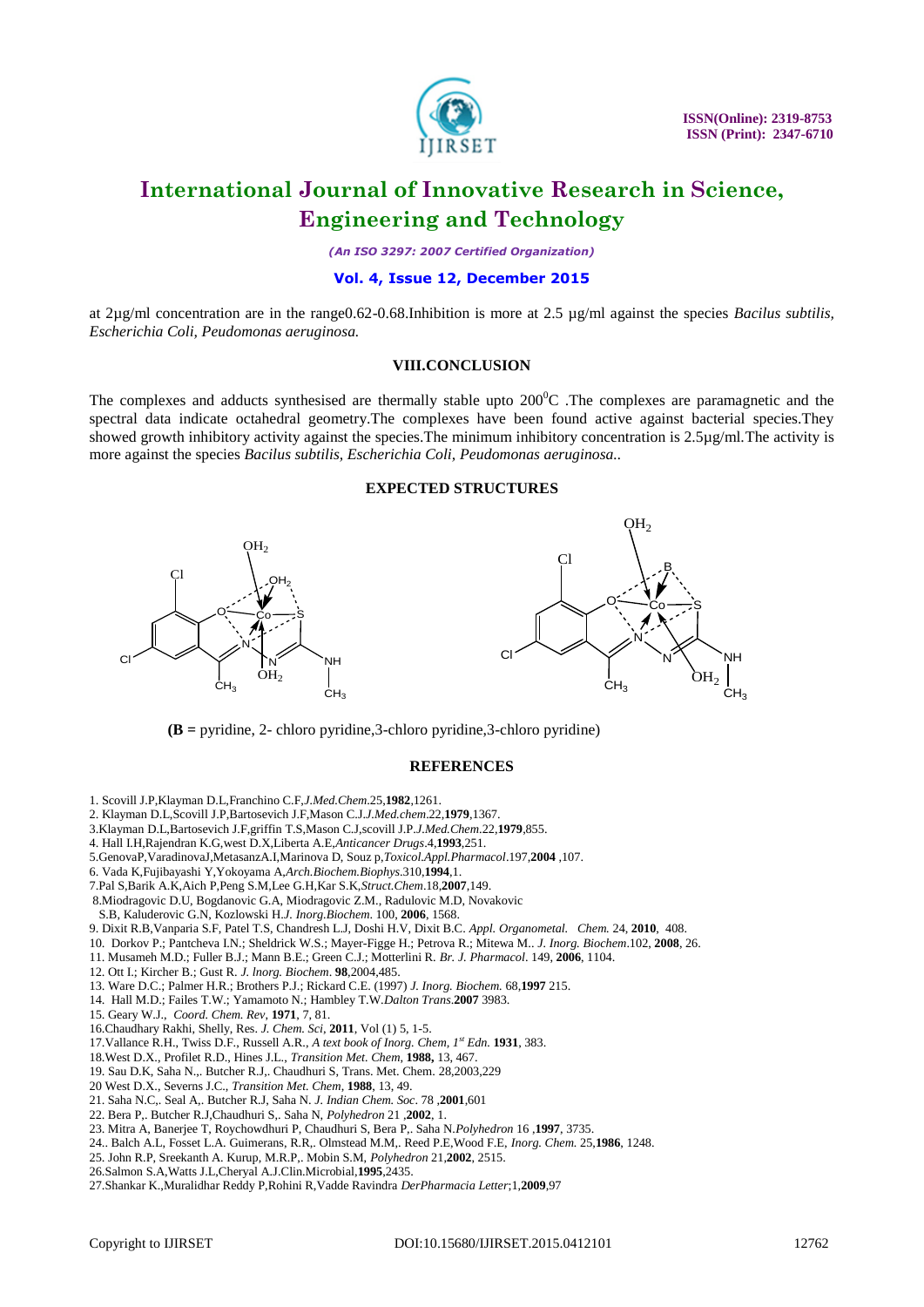at 2µg/ml concentration are in the range0.62-0.68.Inhibition is more at 2.5 µg/ml against the species *Bacilus subtilis, Escherichia Coli, Peudomonas aeruginosa.*

## VIII.CONCLUSION

The complexes and adducts synthesised are thermally stable upto $200^0$C .The complexes are paramagnetic and the spectral data indicate octahedral geometry.The complexes have been found active against bacterial species.They showed growth inhibitory activity against the species.The minimum inhibitory concentration is 2.5µg/ml.The activity is more against the species *Bacilus subtilis, Escherichia Coli, Peudomonas aeruginosa..*

## EXPECTED STRUCTURES

Cl
$OH_2$
$OH_2$
O
Co
S
Cl
N
N
NH
$OH_2$
$CH_3$
$CH_3$

$OH_2$
Cl
B
O
Co
S
Cl
N
N
NH
$OH_2$
$CH_3$
$CH_3$

**(B =** pyridine, 2- chloro pyridine,3-chloro pyridine,3-chloro pyridine)

## REFERENCES

1. Scovill J.P,Klayman D.L,Franchino C.F,*J.Med.Chem*.25,**1982**,1261.
2. Klayman D.L,Scovill J.P,Bartosevich J.F,Mason C.J.*J.Med.chem*.22,**1979**,1367.
3.Klayman D.L,Bartosevich J.F,griffin T.S,Mason C.J,scovill J.P.*J.Med.Chem*.22,**1979**,855.
4. Hall I.H,Rajendran K.G,west D.X,Liberta A.E,*Anticancer Drugs*.4,**1993**,251.
5.GenovaP,VaradinovaJ,MetasanzA.I,Marinova D, Souz p,*Toxicol.Appl.Pharmacol*.197,**2004** ,107.
6. Vada K,Fujibayashi Y,Yokoyama A,*Arch.Biochem.Biophys*.310,**1994**,1.
7.Pal S,Barik A.K,Aich P,Peng S.M,Lee G.H,Kar S.K,*Struct.Chem*.18,**2007**,149.
8.Miodragovic D.U, Bogdanovic G.A, Miodragovic Z.M., Radulovic M.D, Novakovic S.B, Kaluderovic G.N, Kozlowski H.*J. Inorg.Biochem.* 100, **2006**, 1568.
9. Dixit R.B,Vanparia S.F, Patel T.S, Chandresh L.J, Doshi H.V, Dixit B.C. *Appl. Organometal. Chem.* 24, **2010**, 408.
10. Dorkov P.; Pantcheva I.N.; Sheldrick W.S.; Mayer-Figge H.; Petrova R.; Mitewa M.. *J. Inorg. Biochem*.102, **2008**, 26.
11. Musameh M.D.; Fuller B.J.; Mann B.E.; Green C.J.; Motterlini R. *Br. J. Pharmacol*. 149, **2006**, 1104.
12. Ott I.; Kircher B.; Gust R. *J. Inorg. Biochem*. **98**,2004,485.
13. Ware D.C.; Palmer H.R.; Brothers P.J.; Rickard C.E. (1997) *J. Inorg. Biochem.* 68,**1997** 215.
14. Hall M.D.; Failes T.W.; Yamamoto N.; Hambley T.W.*Dalton Trans*.**2007** 3983.
15. Geary W.J., *Coord. Chem. Rev*, **1971**, 7, 81.
16.Chaudhary Rakhi, Shelly, Res. *J. Chem. Sci*, **2011**, Vol (1) 5, 1-5.
17.Vallance R.H., Twiss D.F., Russell A.R., *A text book of Inorg. Chem, 1st Edn.* **1931**, 383.
18.West D.X., Profilet R.D., Hines J.L., *Transition Met. Chem,* **1988,** 13, 467.
19. Sau D.K, Saha N.,. Butcher R.J,. Chaudhuri S, Trans. Met. Chem. 28,2003,229
20 West D.X., Severns J.C., *Transition Met. Chem*, **1988**, 13, 49.
21. Saha N.C,. Seal A,. Butcher R.J, Saha N. *J. Indian Chem. Soc*. 78 ,**2001**,601
22. Bera P,. Butcher R.J,Chaudhuri S,. Saha N, *Polyhedron* 21 ,**2002**, 1.
23. Mitra A, Banerjee T, Roychowdhuri P, Chaudhuri S, Bera P,. Saha N.*Polyhedron* 16 ,**1997**, 3735.
24.. Balch A.L, Fosset L.A. Guimerans, R.R,. Olmstead M.M,. Reed P.E,Wood F.E, *Inorg. Chem.* 25,**1986**, 1248.
25. John R.P, Sreekanth A. Kurup, M.R.P,. Mobin S.M, *Polyhedron* 21,**2002**, 2515.
26.Salmon S.A,Watts J.L,Cheryal A.J.Clin.Microbial,**1995**,2435.
27.Shankar K.,Muralidhar Reddy P,Rohini R,Vadde Ravindra *DerPharmacia Letter*;1,**2009**,97